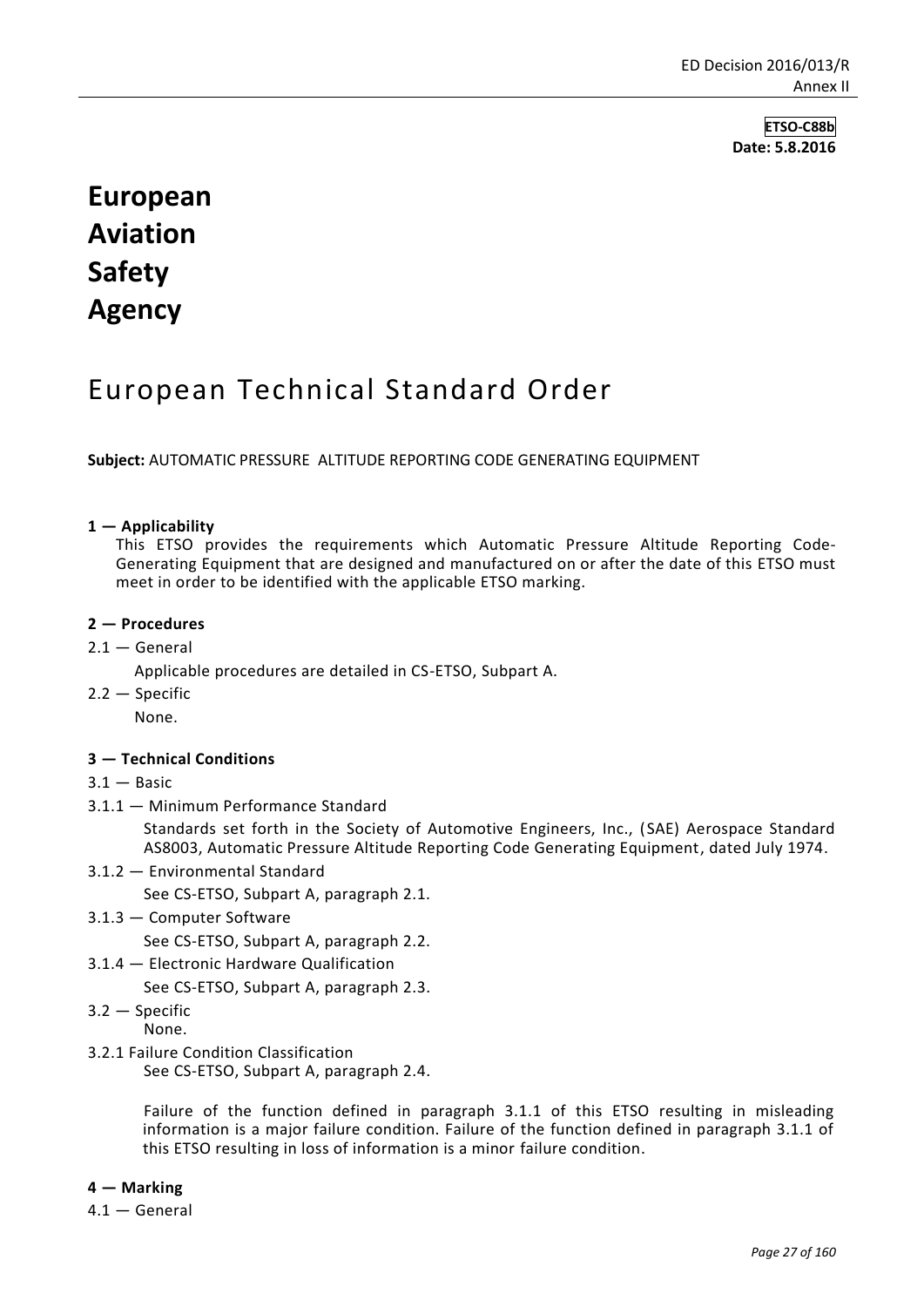**ETSO-C88b**
**Date: 5.8.2016**

# European Aviation Safety Agency

## European Technical Standard Order

**Subject:** AUTOMATIC PRESSURE ALTITUDE REPORTING CODE GENERATING EQUIPMENT

### 1 — Applicability

This ETSO provides the requirements which Automatic Pressure Altitude Reporting Code-Generating Equipment that are designed and manufactured on or after the date of this ETSO must meet in order to be identified with the applicable ETSO marking.

### 2 — Procedures

2.1 — General

Applicable procedures are detailed in CS-ETSO, Subpart A.

2.2 — Specific

None.

### 3 — Technical Conditions

3.1 — Basic

3.1.1 — Minimum Performance Standard

Standards set forth in the Society of Automotive Engineers, Inc., (SAE) Aerospace Standard AS8003, Automatic Pressure Altitude Reporting Code Generating Equipment, dated July 1974.

3.1.2 — Environmental Standard

See CS-ETSO, Subpart A, paragraph 2.1.

3.1.3 — Computer Software

See CS-ETSO, Subpart A, paragraph 2.2.

3.1.4 — Electronic Hardware Qualification

See CS-ETSO, Subpart A, paragraph 2.3.

3.2 — Specific

None.

3.2.1 Failure Condition Classification

See CS-ETSO, Subpart A, paragraph 2.4.

Failure of the function defined in paragraph 3.1.1 of this ETSO resulting in misleading information is a major failure condition. Failure of the function defined in paragraph 3.1.1 of this ETSO resulting in loss of information is a minor failure condition.

### 4 — Marking

4.1 — General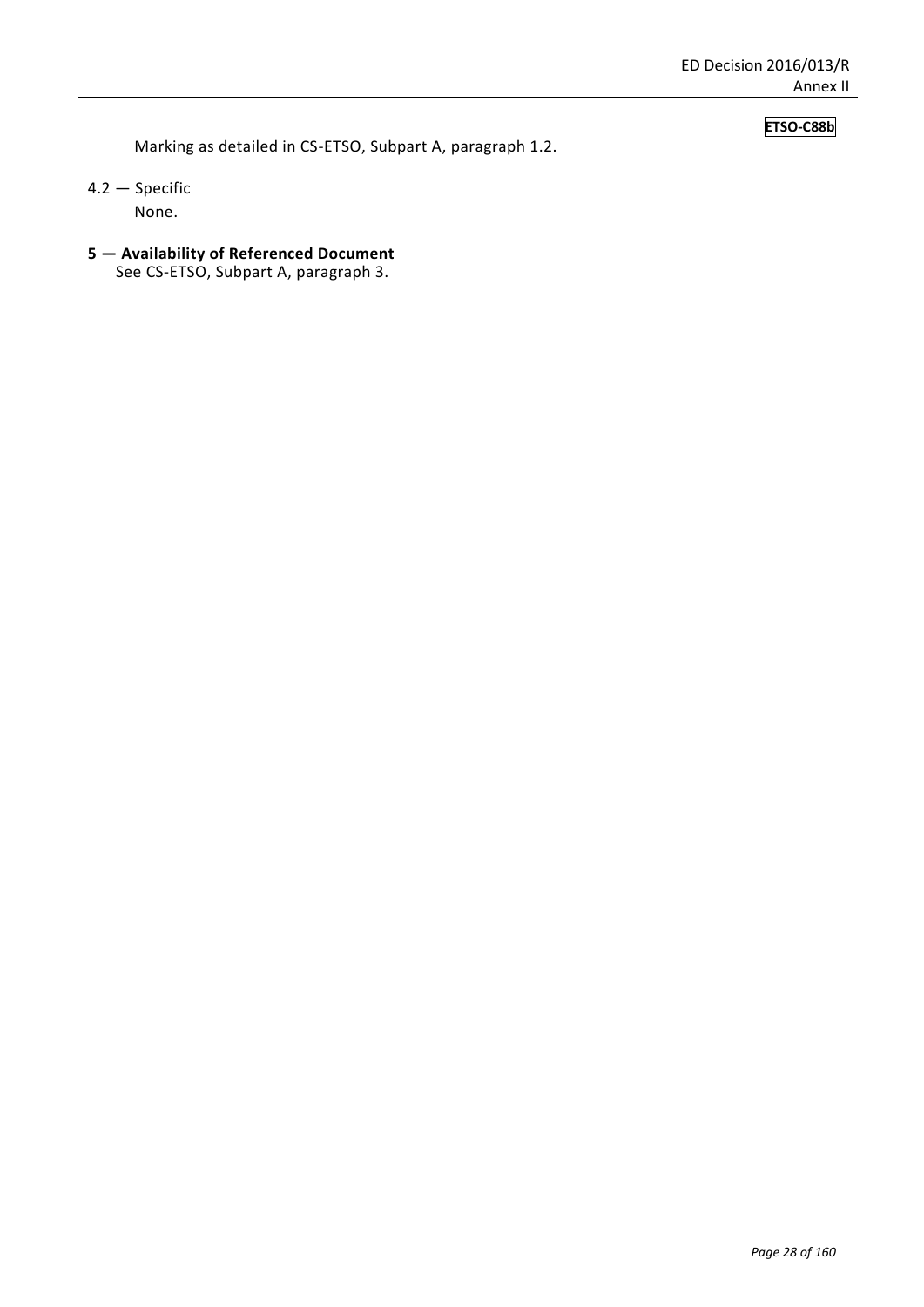Marking as detailed in CS-ETSO, Subpart A, paragraph 1.2.

4.2 — Specific

None.

**5 — Availability of Referenced Document**

See CS-ETSO, Subpart A, paragraph 3.